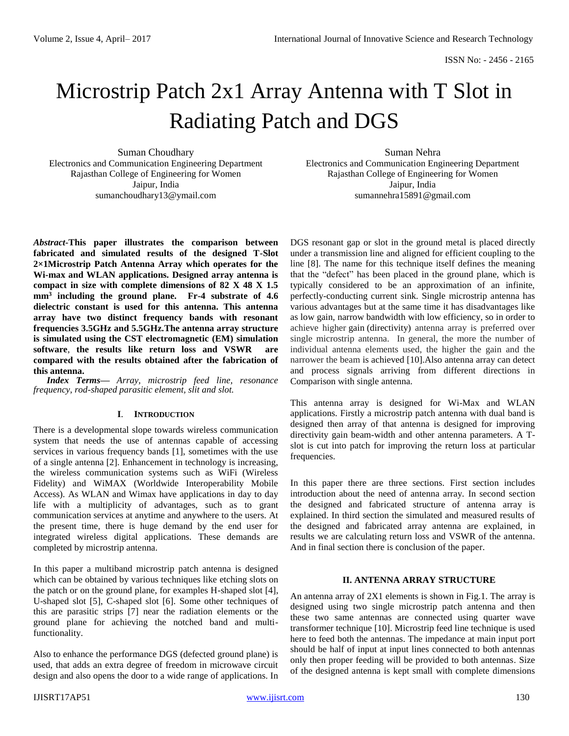# Microstrip Patch 2x1 Array Antenna with T Slot in Radiating Patch and DGS

Suman Choudhary
Electronics and Communication Engineering Department
Rajasthan College of Engineering for Women
Jaipur, India
sumanchoudhary13@ymail.com

Suman Nehra
Electronics and Communication Engineering Department
Rajasthan College of Engineering for Women
Jaipur, India
sumannehra15891@gmail.com

***Abstract*-This paper illustrates the comparison between fabricated and simulated results of the designed T-Slot 2×1Microstrip Patch Antenna Array which operates for the Wi-max and WLAN applications. Designed array antenna is compact in size with complete dimensions of 82 X 48 X 1.5 mm$^3$ including the ground plane. Fr-4 substrate of 4.6 dielectric constant is used for this antenna. This antenna array have two distinct frequency bands with resonant frequencies 3.5GHz and 5.5GHz.The antenna array structure is simulated using the CST electromagnetic (EM) simulation software**, **the results like return loss and VSWR are compared with the results obtained after the fabrication of this antenna.**

***Index Terms—*** *Array, microstrip feed line, resonance frequency, rod-shaped parasitic element, slit and slot.*

## I. Introduction

There is a developmental slope towards wireless communication system that needs the use of antennas capable of accessing services in various frequency bands [1], sometimes with the use of a single antenna [2]. Enhancement in technology is increasing, the wireless communication systems such as WiFi (Wireless Fidelity) and WiMAX (Worldwide Interoperability Mobile Access). As WLAN and Wimax have applications in day to day life with a multiplicity of advantages, such as to grant communication services at anytime and anywhere to the users. At the present time, there is huge demand by the end user for integrated wireless digital applications. These demands are completed by microstrip antenna.

In this paper a multiband microstrip patch antenna is designed which can be obtained by various techniques like etching slots on the patch or on the ground plane, for examples H-shaped slot [4], U-shaped slot [5], C-shaped slot [6]. Some other techniques of this are parasitic strips [7] near the radiation elements or the ground plane for achieving the notched band and multi-functionality.

Also to enhance the performance DGS (defected ground plane) is used, that adds an extra degree of freedom in microwave circuit design and also opens the door to a wide range of applications. In DGS resonant gap or slot in the ground metal is placed directly under a transmission line and aligned for efficient coupling to the line [8]. The name for this technique itself defines the meaning that the "defect" has been placed in the ground plane, which is typically considered to be an approximation of an infinite, perfectly-conducting current sink. Single microstrip antenna has various advantages but at the same time it has disadvantages like as low gain, narrow bandwidth with low efficiency, so in order to achieve higher gain (directivity) antenna array is preferred over single microstrip antenna. In general, the more the number of individual antenna elements used, the higher the gain and the narrower the beam is achieved [10].Also antenna array can detect and process signals arriving from different directions in Comparison with single antenna.

This antenna array is designed for Wi-Max and WLAN applications. Firstly a microstrip patch antenna with dual band is designed then array of that antenna is designed for improving directivity gain beam-width and other antenna parameters. A T-slot is cut into patch for improving the return loss at particular frequencies.

In this paper there are three sections. First section includes introduction about the need of antenna array. In second section the designed and fabricated structure of antenna array is explained. In third section the simulated and measured results of the designed and fabricated array antenna are explained, in results we are calculating return loss and VSWR of the antenna. And in final section there is conclusion of the paper.

## II. Antenna Array Structure

An antenna array of 2X1 elements is shown in Fig.1. The array is designed using two single microstrip patch antenna and then these two same antennas are connected using quarter wave transformer technique [10]. Microstrip feed line technique is used here to feed both the antennas. The impedance at main input port should be half of input at input lines connected to both antennas only then proper feeding will be provided to both antennas. Size of the designed antenna is kept small with complete dimensions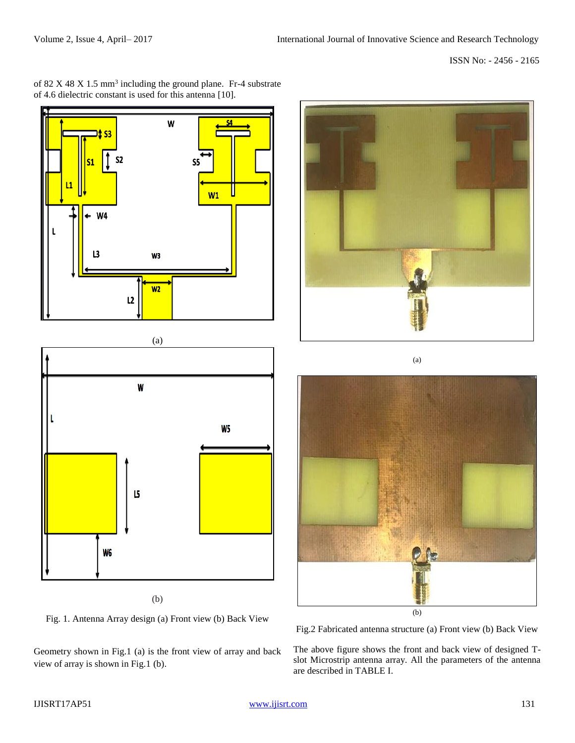of 82 X 48 X 1.5 mm$^3$ including the ground plane. Fr-4 substrate of 4.6 dielectric constant is used for this antenna [10].

(a)

(b)

Fig. 1. Antenna Array design (a) Front view (b) Back View

Geometry shown in Fig.1 (a) is the front view of array and back view of array is shown in Fig.1 (b).

(a)

(b)

Fig.2 Fabricated antenna structure (a) Front view (b) Back View

The above figure shows the front and back view of designed T-slot Microstrip antenna array. All the parameters of the antenna are described in TABLE I.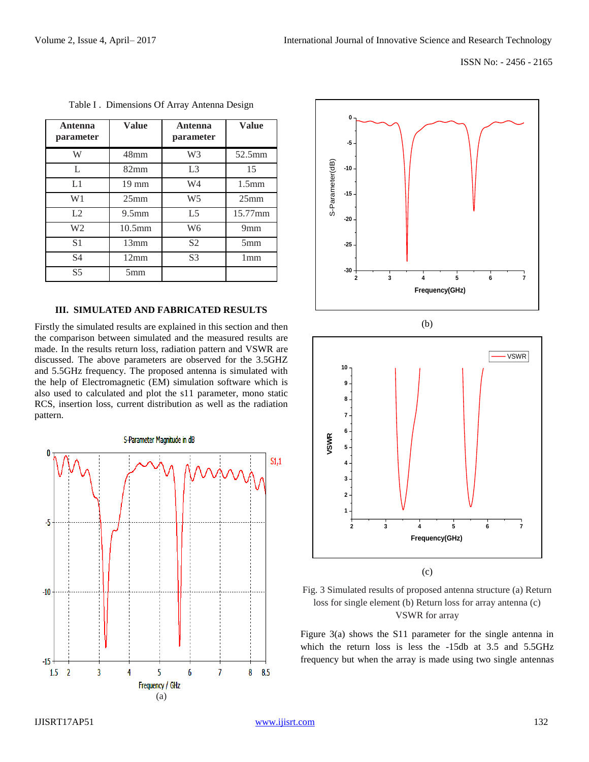Table I . Dimensions Of Array Antenna Design

| Antenna parameter | Value | Antenna parameter | Value |
|---|---|---|---|
| W | 48mm | W3 | 52.5mm |
| L | 82mm | L3 | 15 |
| L1 | 19 mm | W4 | 1.5mm |
| W1 | 25mm | W5 | 25mm |
| L2 | 9.5mm | L5 | 15.77mm |
| W2 | 10.5mm | W6 | 9mm |
| S1 | 13mm | S2 | 5mm |
| S4 | 12mm | S3 | 1mm |
| S5 | 5mm | | |

## III. SIMULATED AND FABRICATED RESULTS

Firstly the simulated results are explained in this section and then the comparison between simulated and the measured results are made. In the results return loss, radiation pattern and VSWR are discussed. The above parameters are observed for the 3.5GHZ and 5.5GHz frequency. The proposed antenna is simulated with the help of Electromagnetic (EM) simulation software which is also used to calculated and plot the s11 parameter, mono static RCS, insertion loss, current distribution as well as the radiation pattern.

(a)

(b)

(c)

Fig. 3 Simulated results of proposed antenna structure (a) Return loss for single element (b) Return loss for array antenna (c) VSWR for array

Figure 3(a) shows the S11 parameter for the single antenna in which the return loss is less the -15db at 3.5 and 5.5GHz frequency but when the array is made using two single antennas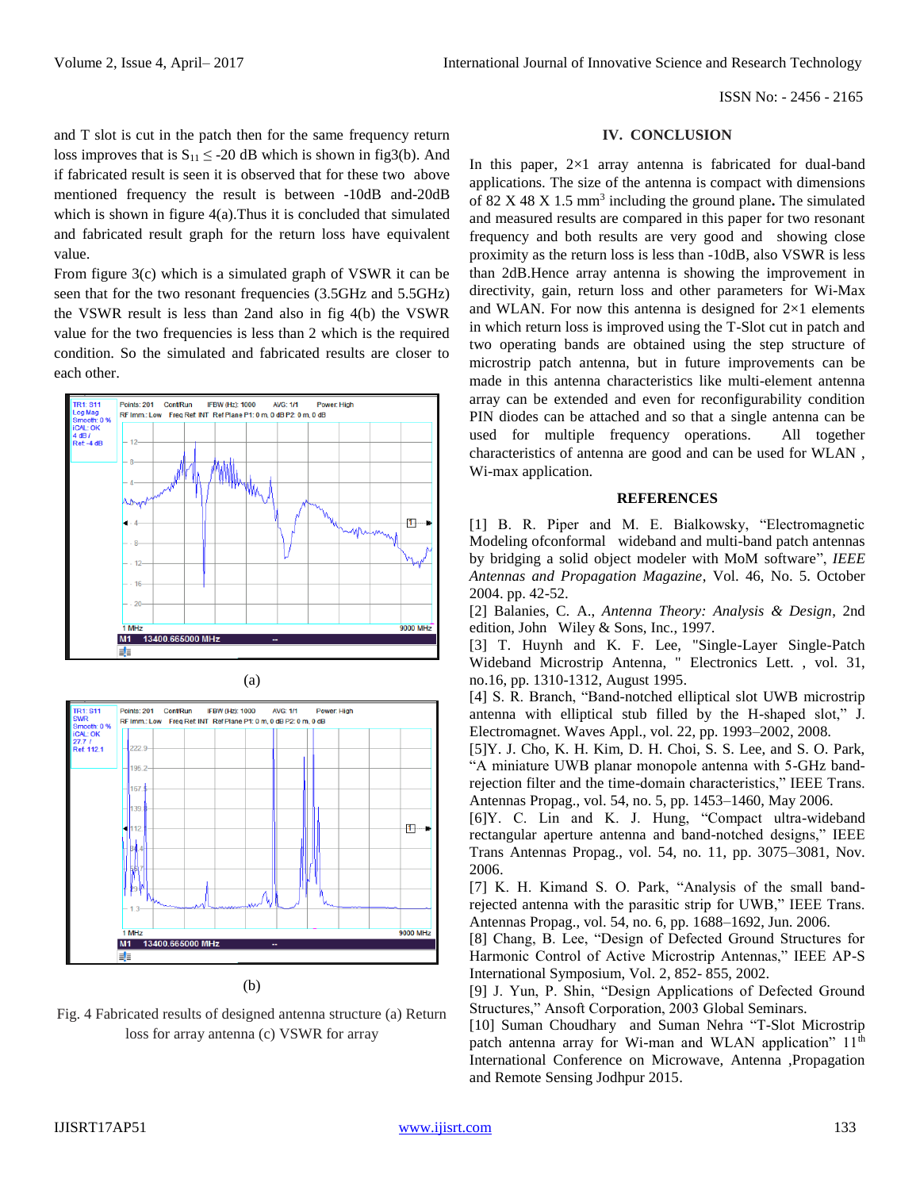and T slot is cut in the patch then for the same frequency return loss improves that is $S_{11} \leq$ -20 dB which is shown in fig3(b). And if fabricated result is seen it is observed that for these two above mentioned frequency the result is between -10dB and-20dB which is shown in figure 4(a).Thus it is concluded that simulated and fabricated result graph for the return loss have equivalent value.

From figure 3(c) which is a simulated graph of VSWR it can be seen that for the two resonant frequencies (3.5GHz and 5.5GHz) the VSWR result is less than 2and also in fig 4(b) the VSWR value for the two frequencies is less than 2 which is the required condition. So the simulated and fabricated results are closer to each other.

TR1: S11
Log Mag
Smooth: 0 %
iCAL: OK
4 dB /
Ref -4 dB

Points: 201 ContRun IFBW (Hz): 1000 AVG: 1/1 Power: High
RF Imm.: Low Freq Ref: INT Ref Plane P1: 0 m, 0 dB P2: 0 m, 0 dB

12
8
4
4
8
12
16
20

1 MHz
9000 MHz
M1 13400.665000 MHz --

(a)

TR1: S11
SWR
Smooth: 0 %
iCAL: OK
27.7 /
Ref 112.1

Points: 201 ContRun IFBW (Hz): 1000 AVG: 1/1 Power: High
RF Imm.: Low Freq Ref: INT Ref Plane P1: 0 m, 0 dB P2: 0 m, 0 dB

222.9
195.2
167.5
139.8
112.1
84.4
1.3

1 MHz
9000 MHz
M1 13400.665000 MHz --

(b)

Fig. 4 Fabricated results of designed antenna structure (a) Return loss for array antenna (c) VSWR for array

## IV. CONCLUSION

In this paper, 2×1 array antenna is fabricated for dual-band applications. The size of the antenna is compact with dimensions of 82 X 48 X 1.5 $mm^3$ including the ground plane**.** The simulated and measured results are compared in this paper for two resonant frequency and both results are very good and showing close proximity as the return loss is less than -10dB, also VSWR is less than 2dB.Hence array antenna is showing the improvement in directivity, gain, return loss and other parameters for Wi-Max and WLAN. For now this antenna is designed for 2×1 elements in which return loss is improved using the T-Slot cut in patch and two operating bands are obtained using the step structure of microstrip patch antenna, but in future improvements can be made in this antenna characteristics like multi-element antenna array can be extended and even for reconfigurability condition PIN diodes can be attached and so that a single antenna can be used for multiple frequency operations. All together characteristics of antenna are good and can be used for WLAN , Wi-max application.

## REFERENCES

[1] B. R. Piper and M. E. Bialkowsky, "Electromagnetic Modeling ofconformal wideband and multi-band patch antennas by bridging a solid object modeler with MoM software", *IEEE Antennas and Propagation Magazine*, Vol. 46, No. 5. October 2004. pp. 42-52.

[2] Balanies, C. A., *Antenna Theory: Analysis & Design*, 2nd edition, John Wiley & Sons, Inc., 1997.

[3] T. Huynh and K. F. Lee, "Single-Layer Single-Patch Wideband Microstrip Antenna, " Electronics Lett. , vol. 31, no.16, pp. 1310-1312, August 1995.

[4] S. R. Branch, "Band-notched elliptical slot UWB microstrip antenna with elliptical stub filled by the H-shaped slot," J. Electromagnet. Waves Appl., vol. 22, pp. 1993–2002, 2008.

[5]Y. J. Cho, K. H. Kim, D. H. Choi, S. S. Lee, and S. O. Park, "A miniature UWB planar monopole antenna with 5-GHz band-rejection filter and the time-domain characteristics," IEEE Trans. Antennas Propag., vol. 54, no. 5, pp. 1453–1460, May 2006.

[6]Y. C. Lin and K. J. Hung, "Compact ultra-wideband rectangular aperture antenna and band-notched designs," IEEE Trans Antennas Propag., vol. 54, no. 11, pp. 3075–3081, Nov. 2006.

[7] K. H. Kimand S. O. Park, "Analysis of the small band-rejected antenna with the parasitic strip for UWB," IEEE Trans. Antennas Propag., vol. 54, no. 6, pp. 1688–1692, Jun. 2006.

[8] Chang, B. Lee, "Design of Defected Ground Structures for Harmonic Control of Active Microstrip Antennas," IEEE AP-S International Symposium, Vol. 2, 852- 855, 2002.

[9] J. Yun, P. Shin, "Design Applications of Defected Ground Structures," Ansoft Corporation, 2003 Global Seminars.

[10] Suman Choudhary and Suman Nehra "T-Slot Microstrip patch antenna array for Wi-man and WLAN application" 11th International Conference on Microwave, Antenna ,Propagation and Remote Sensing Jodhpur 2015.